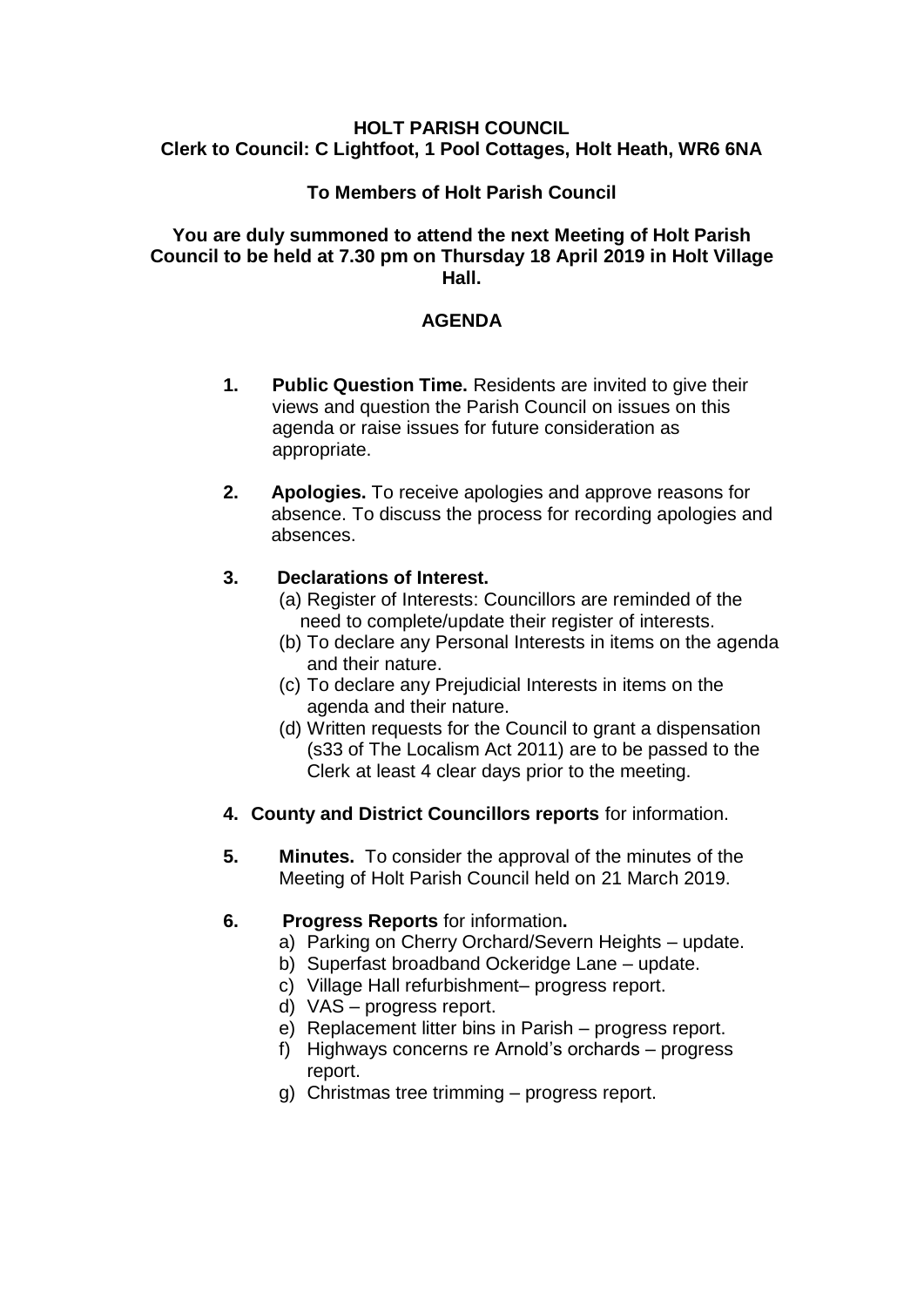**HOLT PARISH COUNCIL**
**Clerk to Council: C Lightfoot, 1 Pool Cottages, Holt Heath, WR6 6NA**

**To Members of Holt Parish Council**

**You are duly summoned to attend the next Meeting of Holt Parish Council to be held at 7.30 pm on Thursday 18 April 2019 in Holt Village Hall.**

## AGENDA

1. **Public Question Time.** Residents are invited to give their views and question the Parish Council on issues on this agenda or raise issues for future consideration as appropriate.

2. **Apologies.** To receive apologies and approve reasons for absence. To discuss the process for recording apologies and absences.

3. **Declarations of Interest.**
   - (a) Register of Interests: Councillors are reminded of the need to complete/update their register of interests.
   - (b) To declare any Personal Interests in items on the agenda and their nature.
   - (c) To declare any Prejudicial Interests in items on the agenda and their nature.
   - (d) Written requests for the Council to grant a dispensation (s33 of The Localism Act 2011) are to be passed to the Clerk at least 4 clear days prior to the meeting.

4. **County and District Councillors reports** for information.

5. **Minutes.** To consider the approval of the minutes of the Meeting of Holt Parish Council held on 21 March 2019.

6. **Progress Reports** for information**.**
   - a) Parking on Cherry Orchard/Severn Heights – update.
   - b) Superfast broadband Ockeridge Lane – update.
   - c) Village Hall refurbishment– progress report.
   - d) VAS – progress report.
   - e) Replacement litter bins in Parish – progress report.
   - f) Highways concerns re Arnold's orchards – progress report.
   - g) Christmas tree trimming – progress report.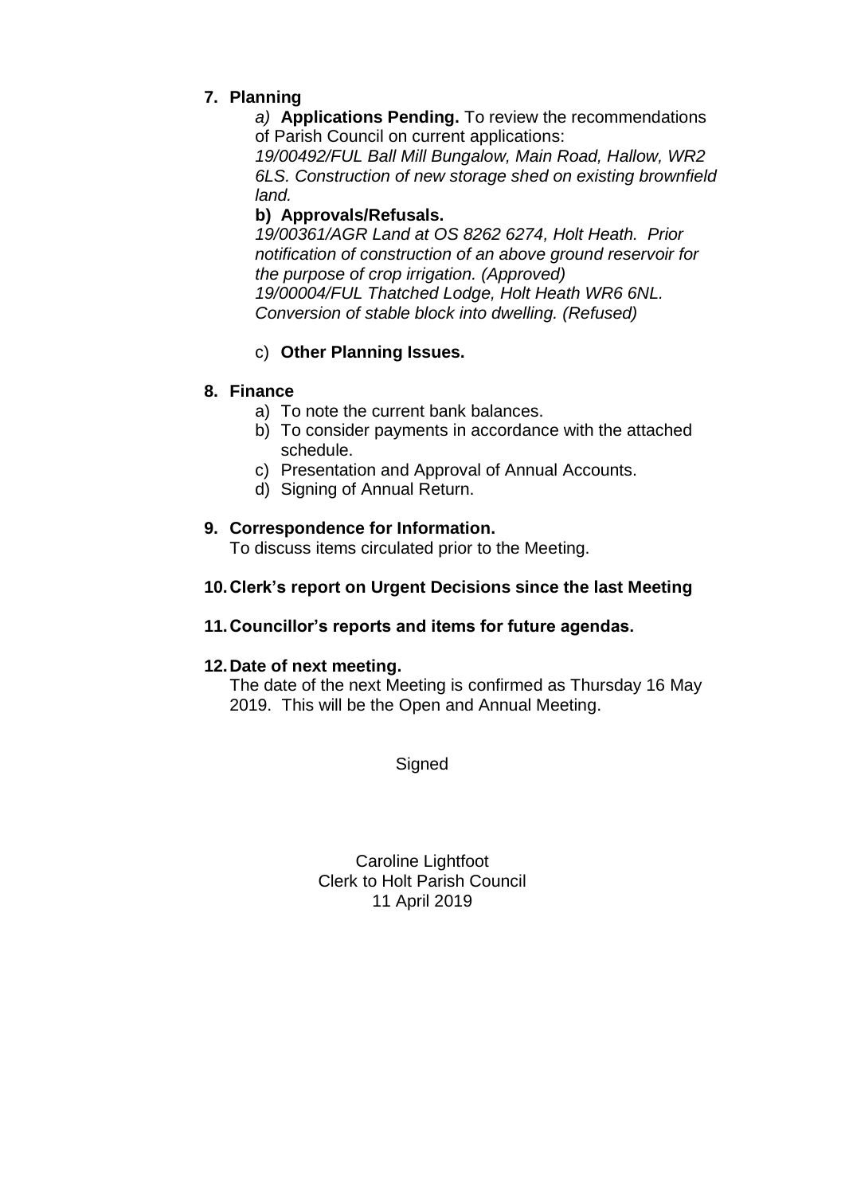## 7. Planning

*a)* **Applications Pending.** To review the recommendations of Parish Council on current applications:
*19/00492/FUL Ball Mill Bungalow, Main Road, Hallow, WR2 6LS. Construction of new storage shed on existing brownfield land.*

**b) Approvals/Refusals.**
*19/00361/AGR Land at OS 8262 6274, Holt Heath. Prior notification of construction of an above ground reservoir for the purpose of crop irrigation. (Approved)*
*19/00004/FUL Thatched Lodge, Holt Heath WR6 6NL. Conversion of stable block into dwelling. (Refused)*

c) **Other Planning Issues.**

## 8. Finance

a) To note the current bank balances.
b) To consider payments in accordance with the attached schedule.
c) Presentation and Approval of Annual Accounts.
d) Signing of Annual Return.

## 9. Correspondence for Information.

To discuss items circulated prior to the Meeting.

## 10. Clerk's report on Urgent Decisions since the last Meeting

## 11. Councillor's reports and items for future agendas.

## 12. Date of next meeting.

The date of the next Meeting is confirmed as Thursday 16 May 2019. This will be the Open and Annual Meeting.

Signed

Caroline Lightfoot
Clerk to Holt Parish Council
11 April 2019